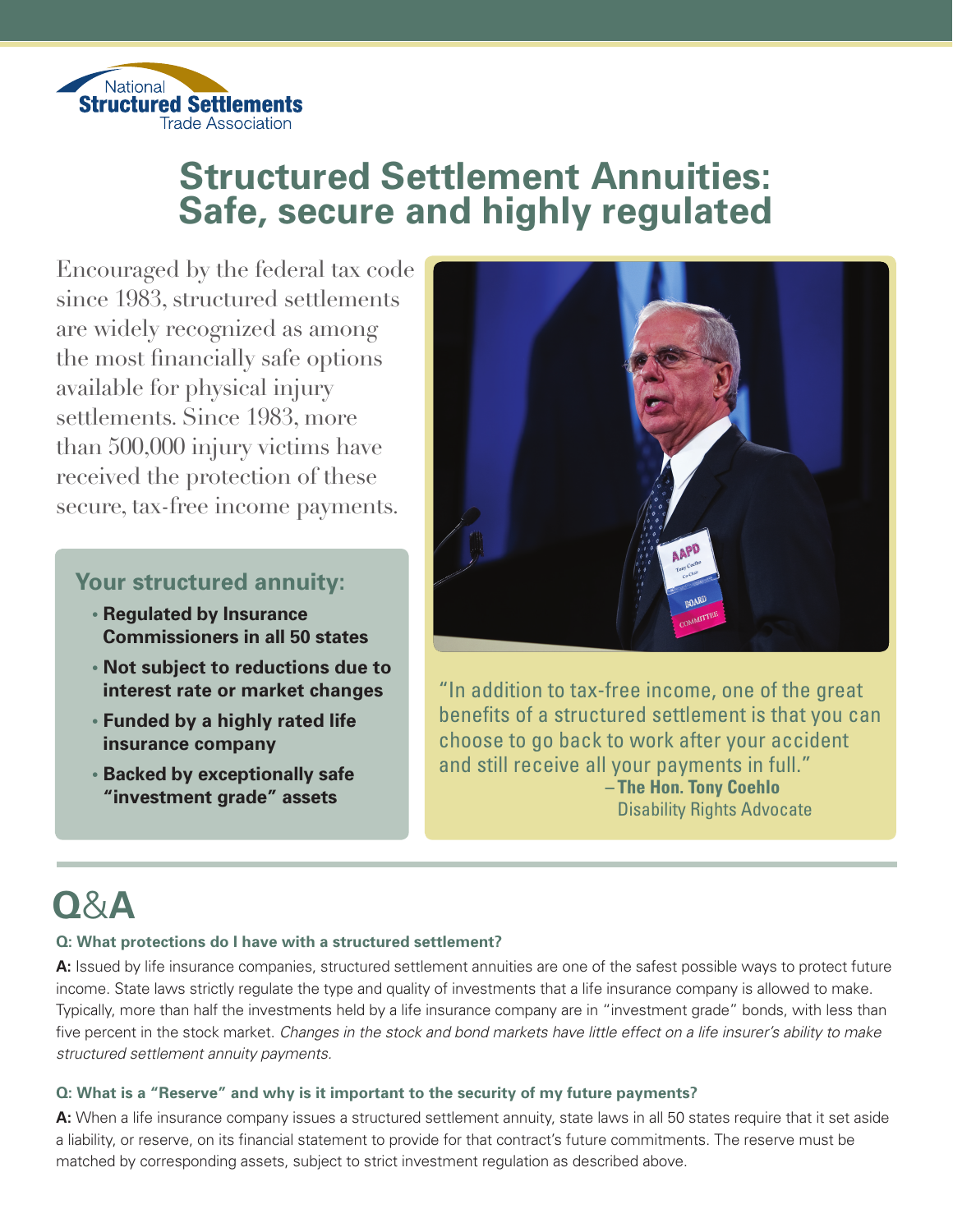National
**Structured Settlements**
Trade Association

# Structured Settlement Annuities: Safe, secure and highly regulated

Encouraged by the federal tax code since 1983, structured settlements are widely recognized as among the most financially safe options available for physical injury settlements. Since 1983, more than 500,000 injury victims have received the protection of these secure, tax-free income payments.

### Your structured annuity:

- **Regulated by Insurance Commissioners in all 50 states**
- **Not subject to reductions due to interest rate or market changes**
- **Funded by a highly rated life insurance company**
- **Backed by exceptionally safe "investment grade" assets**

"In addition to tax-free income, one of the great benefits of a structured settlement is that you can choose to go back to work after your accident and still receive all your payments in full."
– **The Hon. Tony Coehlo**
Disability Rights Advocate

## Q&A

**Q: What protections do I have with a structured settlement?**

**A:** Issued by life insurance companies, structured settlement annuities are one of the safest possible ways to protect future income. State laws strictly regulate the type and quality of investments that a life insurance company is allowed to make. Typically, more than half the investments held by a life insurance company are in "investment grade" bonds, with less than five percent in the stock market. *Changes in the stock and bond markets have little effect on a life insurer's ability to make structured settlement annuity payments.*

**Q: What is a "Reserve" and why is it important to the security of my future payments?**

**A:** When a life insurance company issues a structured settlement annuity, state laws in all 50 states require that it set aside a liability, or reserve, on its financial statement to provide for that contract's future commitments. The reserve must be matched by corresponding assets, subject to strict investment regulation as described above.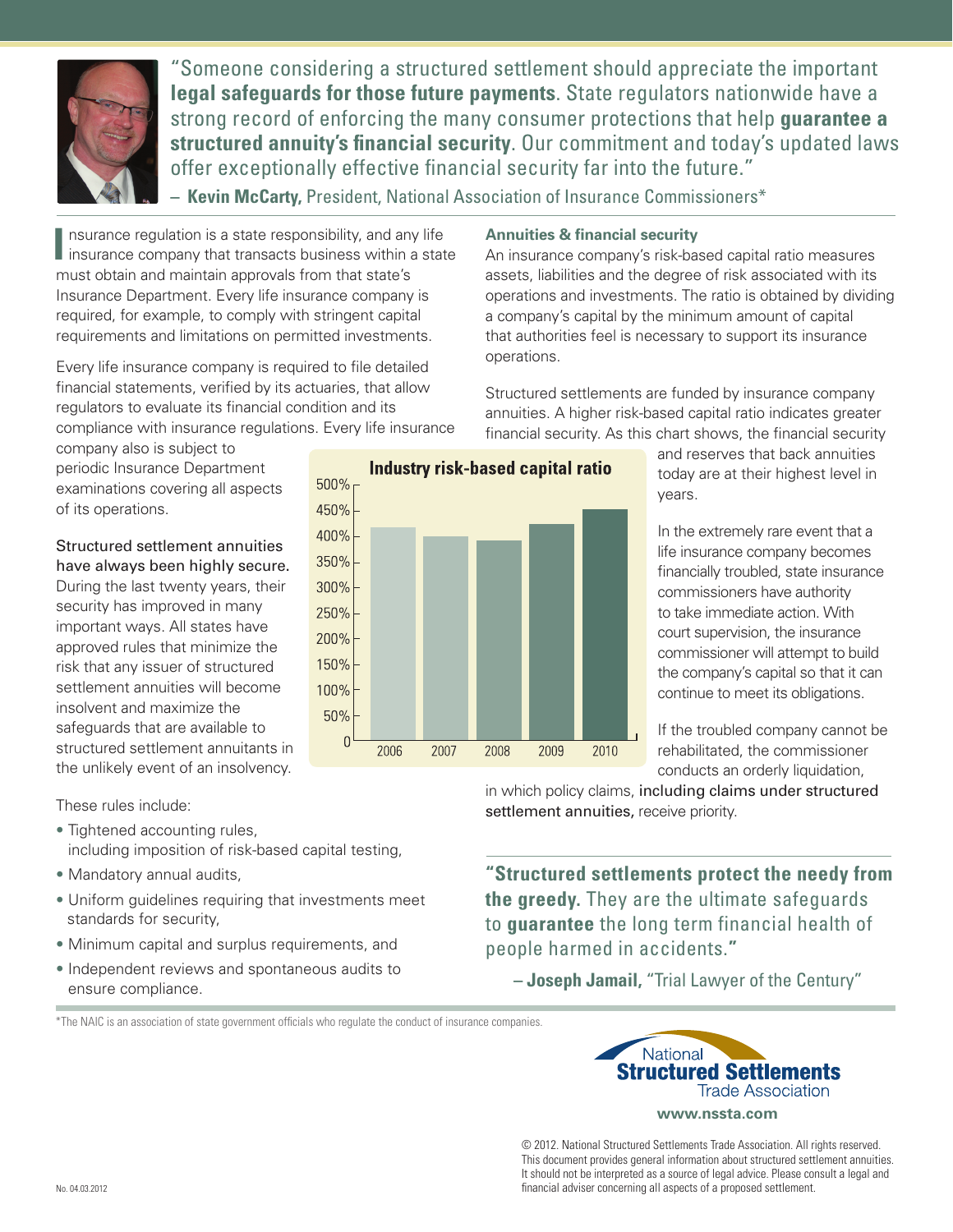"Someone considering a structured settlement should appreciate the important **legal safeguards for those future payments**. State regulators nationwide have a strong record of enforcing the many consumer protections that help **guarantee a structured annuity's financial security**. Our commitment and today's updated laws offer exceptionally effective financial security far into the future."

– **Kevin McCarty,** President, National Association of Insurance Commissioners*

Insurance regulation is a state responsibility, and any life insurance company that transacts business within a state must obtain and maintain approvals from that state's Insurance Department. Every life insurance company is required, for example, to comply with stringent capital requirements and limitations on permitted investments.

Every life insurance company is required to file detailed financial statements, verified by its actuaries, that allow regulators to evaluate its financial condition and its compliance with insurance regulations. Every life insurance company also is subject to periodic Insurance Department examinations covering all aspects of its operations.

Structured settlement annuities have always been highly secure. During the last twenty years, their security has improved in many important ways. All states have approved rules that minimize the risk that any issuer of structured settlement annuities will become insolvent and maximize the safeguards that are available to structured settlement annuitants in the unlikely event of an insolvency.

These rules include:

- Tightened accounting rules, including imposition of risk-based capital testing,
- Mandatory annual audits,
- Uniform guidelines requiring that investments meet standards for security,
- Minimum capital and surplus requirements, and
- Independent reviews and spontaneous audits to ensure compliance.

**Industry risk-based capital ratio**

500%
450%
400%
350%
300%
250%
200%
150%
100%
50%
0

2006 2007 2008 2009 2010

### Annuities & financial security

An insurance company's risk-based capital ratio measures assets, liabilities and the degree of risk associated with its operations and investments. The ratio is obtained by dividing a company's capital by the minimum amount of capital that authorities feel is necessary to support its insurance operations.

Structured settlements are funded by insurance company annuities. A higher risk-based capital ratio indicates greater financial security. As this chart shows, the financial security and reserves that back annuities today are at their highest level in years.

In the extremely rare event that a life insurance company becomes financially troubled, state insurance commissioners have authority to take immediate action. With court supervision, the insurance commissioner will attempt to build the company's capital so that it can continue to meet its obligations.

If the troubled company cannot be rehabilitated, the commissioner conducts an orderly liquidation, in which policy claims, including claims under structured settlement annuities, receive priority.

**"Structured settlements protect the needy from the greedy.** They are the ultimate safeguards to **guarantee** the long term financial health of people harmed in accidents.**"**

– **Joseph Jamail,** "Trial Lawyer of the Century"

*The NAIC is an association of state government officials who regulate the conduct of insurance companies.

National **Structured Settlements** Trade Association

**www.nssta.com**

© 2012. National Structured Settlements Trade Association. All rights reserved. This document provides general information about structured settlement annuities. It should not be interpreted as a source of legal advice. Please consult a legal and financial adviser concerning all aspects of a proposed settlement.

No. 04.03.2012